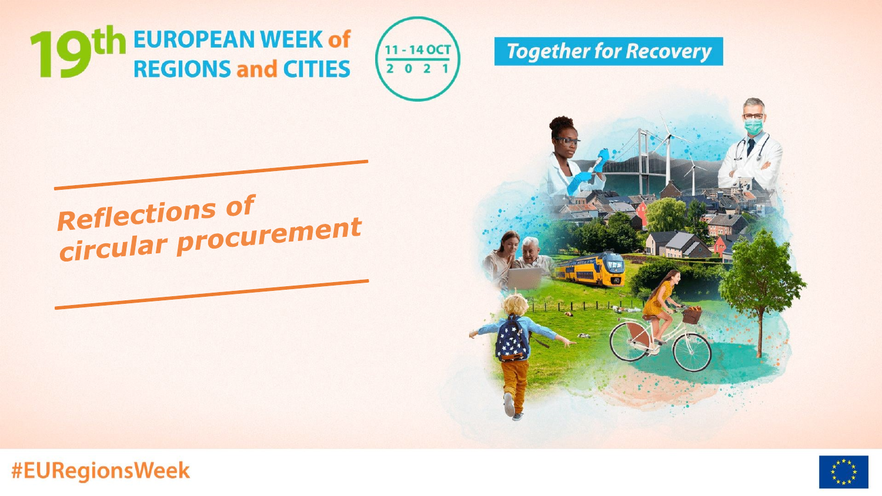# 19th EUROPEAN WEEK of REGIONS and CITIES

11 - 14 OCT 2021

**Together for Recovery**

## *Reflections of circular procurement*

#EURegionsWeek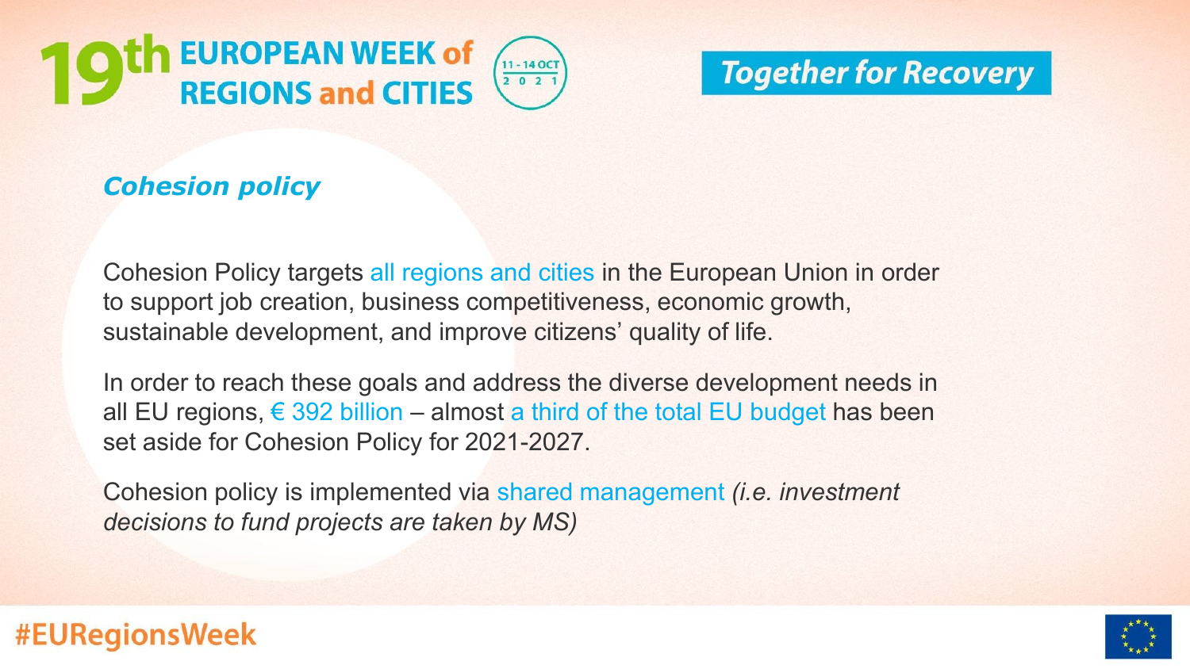## *Cohesion policy*

Cohesion Policy targets all regions and cities in the European Union in order to support job creation, business competitiveness, economic growth, sustainable development, and improve citizens' quality of life.

In order to reach these goals and address the diverse development needs in all EU regions, € 392 billion – almost a third of the total EU budget has been set aside for Cohesion Policy for 2021-2027.

Cohesion policy is implemented via shared management *(i.e. investment decisions to fund projects are taken by MS)*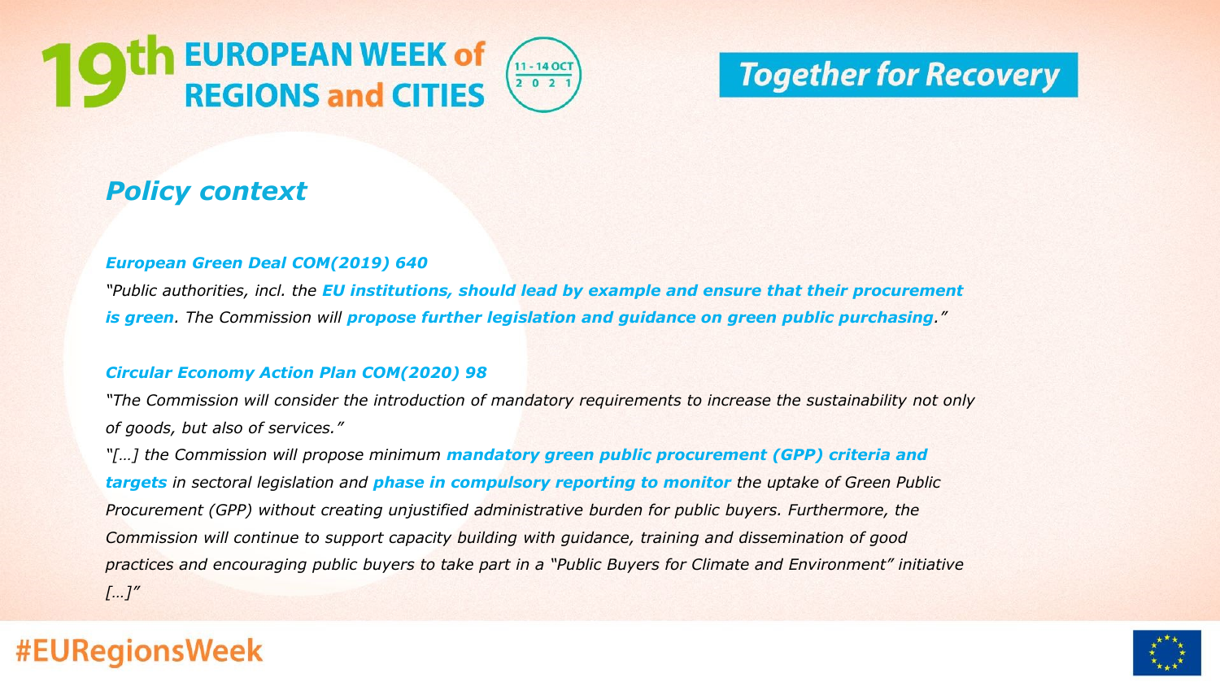## *Policy context*

***European Green Deal COM(2019) 640***

*"Public authorities, incl. the **EU institutions, should lead by example and ensure that their procurement is green**. The Commission will **propose further legislation and guidance on green public purchasing**."*

***Circular Economy Action Plan COM(2020) 98***

*"The Commission will consider the introduction of mandatory requirements to increase the sustainability not only of goods, but also of services."*

*"[…] the Commission will propose minimum **mandatory green public procurement (GPP) criteria and targets** in sectoral legislation and **phase in compulsory reporting to monitor** the uptake of Green Public Procurement (GPP) without creating unjustified administrative burden for public buyers. Furthermore, the Commission will continue to support capacity building with guidance, training and dissemination of good practices and encouraging public buyers to take part in a "Public Buyers for Climate and Environment" initiative […]"*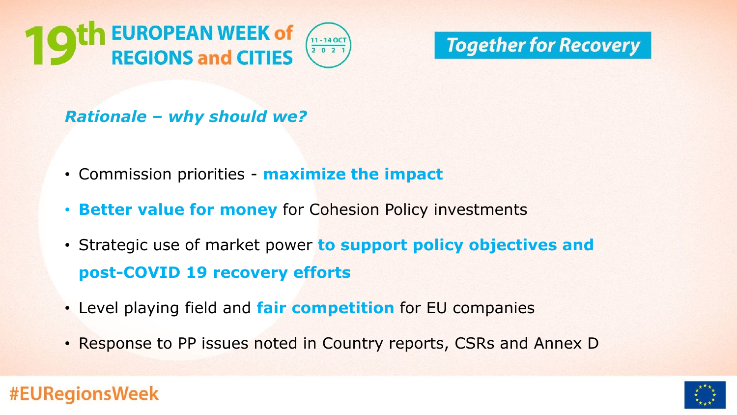*Rationale – why should we?*

- Commission priorities - **maximize the impact**
- **Better value for money** for Cohesion Policy investments
- Strategic use of market power **to support policy objectives and post-COVID 19 recovery efforts**
- Level playing field and **fair competition** for EU companies
- Response to PP issues noted in Country reports, CSRs and Annex D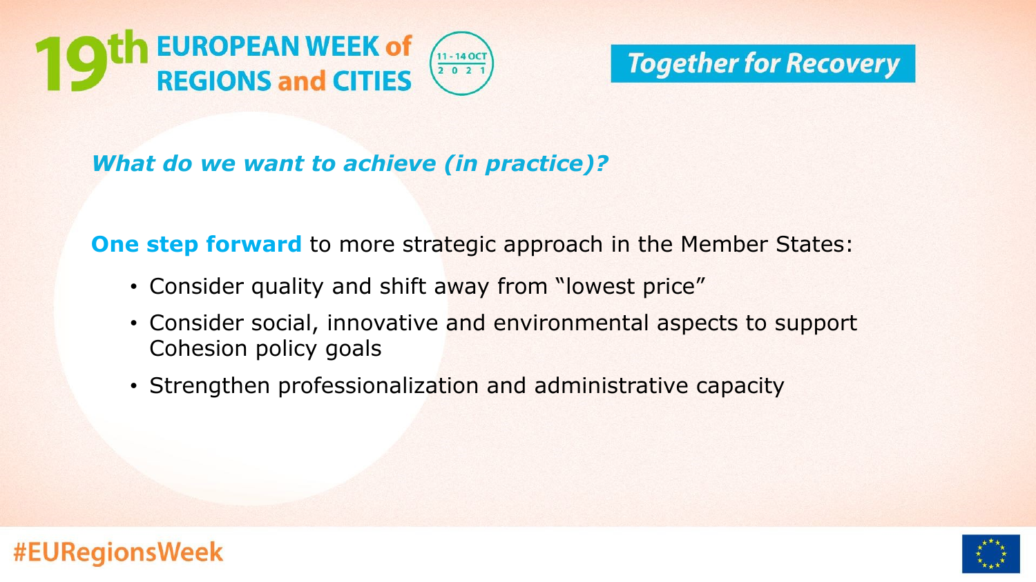### *What do we want to achieve (in practice)?*

**One step forward** to more strategic approach in the Member States:

- Consider quality and shift away from "lowest price"
- Consider social, innovative and environmental aspects to support Cohesion policy goals
- Strengthen professionalization and administrative capacity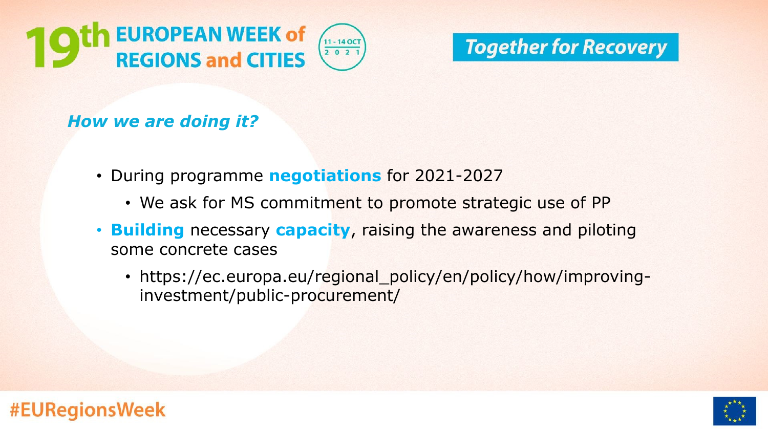# 19th EUROPEAN WEEK of REGIONS and CITIES

11 - 14 OCT 2021

**Together for Recovery**

***How we are doing it?***

- During programme **negotiations** for 2021-2027
  - We ask for MS commitment to promote strategic use of PP
- **Building** necessary **capacity**, raising the awareness and piloting some concrete cases
  - https://ec.europa.eu/regional_policy/en/policy/how/improving-investment/public-procurement/

#EURegionsWeek